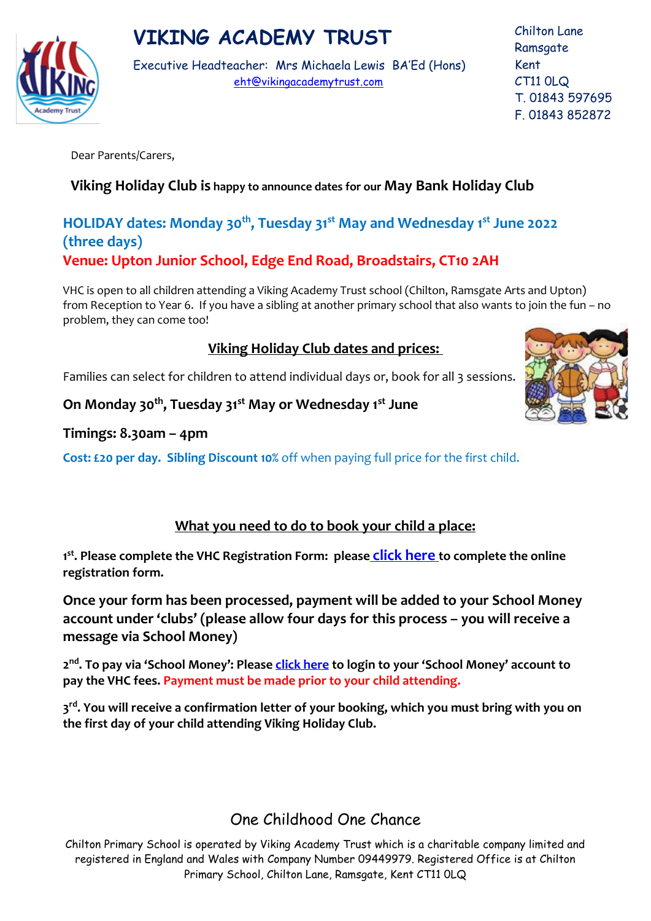# VIKING ACADEMY TRUST

Executive Headteacher: Mrs Michaela Lewis BA'Ed (Hons)
eht@vikingacademytrust.com

Chilton Lane
Ramsgate
Kent
CT11 0LQ
T. 01843 597695
F. 01843 852872

Dear Parents/Carers,

**Viking Holiday Club is happy to announce dates for our May Bank Holiday Club**

**HOLIDAY dates: Monday 30th, Tuesday 31st May and Wednesday 1st June 2022 (three days)**

**Venue: Upton Junior School, Edge End Road, Broadstairs, CT10 2AH**

VHC is open to all children attending a Viking Academy Trust school (Chilton, Ramsgate Arts and Upton) from Reception to Year 6. If you have a sibling at another primary school that also wants to join the fun – no problem, they can come too!

## Viking Holiday Club dates and prices:

Families can select for children to attend individual days or, book for all 3 sessions.

**On Monday 30th, Tuesday 31st May or Wednesday 1st June**

**Timings: 8.30am – 4pm**

**Cost: £20 per day. Sibling Discount** 10% off when paying full price for the first child.

## What you need to do to book your child a place:

**1st. Please complete the VHC Registration Form: please click here to complete the online registration form.**

**Once your form has been processed, payment will be added to your School Money account under 'clubs' (please allow four days for this process – you will receive a message via School Money)**

**2nd. To pay via 'School Money': Please click here to login to your 'School Money' account to pay the VHC fees. Payment must be made prior to your child attending.**

**3rd. You will receive a confirmation letter of your booking, which you must bring with you on the first day of your child attending Viking Holiday Club.**

One Childhood One Chance

Chilton Primary School is operated by Viking Academy Trust which is a charitable company limited and registered in England and Wales with Company Number 09449979. Registered Office is at Chilton Primary School, Chilton Lane, Ramsgate, Kent CT11 0LQ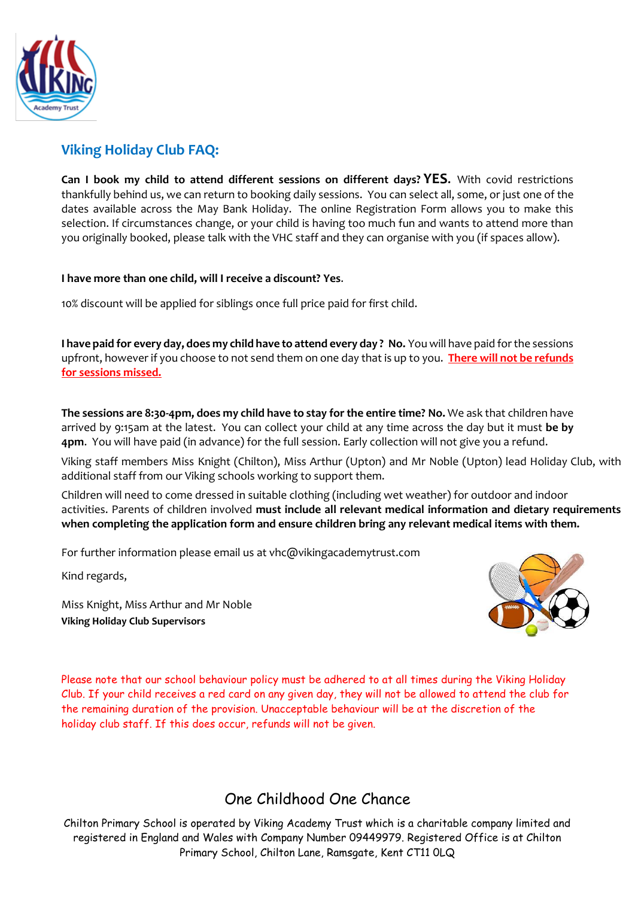## Viking Holiday Club FAQ:

**Can I book my child to attend different sessions on different days? YES.** With covid restrictions thankfully behind us, we can return to booking daily sessions. You can select all, some, or just one of the dates available across the May Bank Holiday. The online Registration Form allows you to make this selection. If circumstances change, or your child is having too much fun and wants to attend more than you originally booked, please talk with the VHC staff and they can organise with you (if spaces allow).

**I have more than one child, will I receive a discount? Yes.**

10% discount will be applied for siblings once full price paid for first child.

**I have paid for every day, does my child have to attend every day? No.** You will have paid for the sessions upfront, however if you choose to not send them on one day that is up to you. **There will not be refunds for sessions missed.**

**The sessions are 8:30-4pm, does my child have to stay for the entire time? No.** We ask that children have arrived by 9:15am at the latest. You can collect your child at any time across the day but it must **be by 4pm**. You will have paid (in advance) for the full session. Early collection will not give you a refund.

Viking staff members Miss Knight (Chilton), Miss Arthur (Upton) and Mr Noble (Upton) lead Holiday Club, with additional staff from our Viking schools working to support them.

Children will need to come dressed in suitable clothing (including wet weather) for outdoor and indoor activities. Parents of children involved **must include all relevant medical information and dietary requirements when completing the application form and ensure children bring any relevant medical items with them.**

For further information please email us at vhc@vikingacademytrust.com

Kind regards,

Miss Knight, Miss Arthur and Mr Noble
**Viking Holiday Club Supervisors**

Please note that our school behaviour policy must be adhered to at all times during the Viking Holiday Club. If your child receives a red card on any given day, they will not be allowed to attend the club for the remaining duration of the provision. Unacceptable behaviour will be at the discretion of the holiday club staff. If this does occur, refunds will not be given.

One Childhood One Chance

Chilton Primary School is operated by Viking Academy Trust which is a charitable company limited and registered in England and Wales with Company Number 09449979. Registered Office is at Chilton Primary School, Chilton Lane, Ramsgate, Kent CT11 0LQ